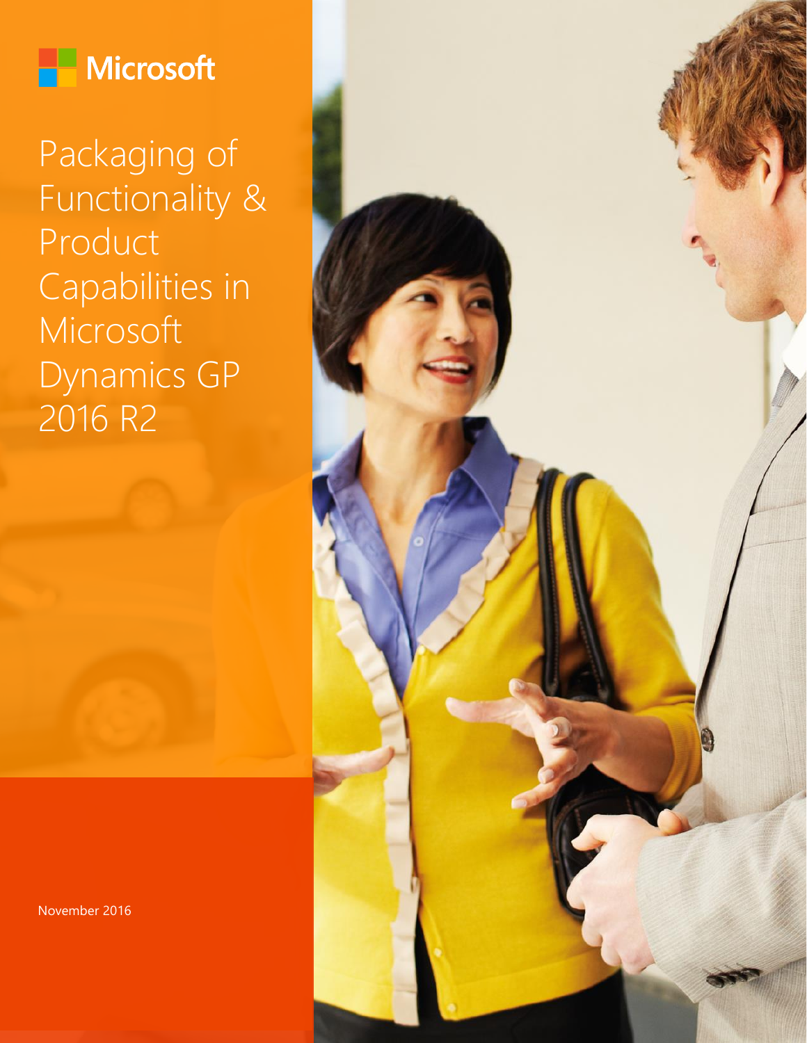Microsoft

# Packaging of Functionality & Product Capabilities in Microsoft Dynamics GP 2016 R2

November 2016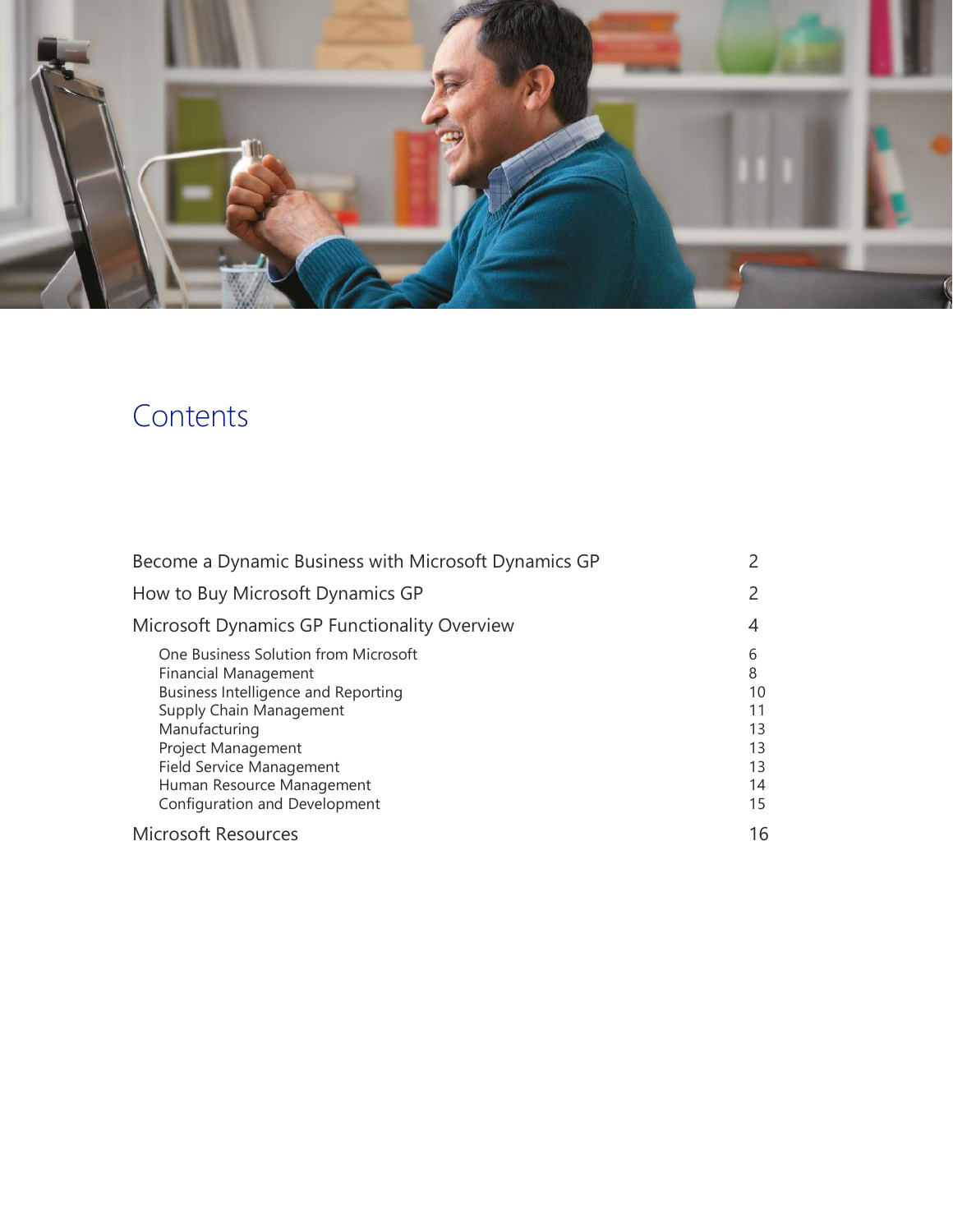# Contents

| | |
|---|---|
| Become a Dynamic Business with Microsoft Dynamics GP | 2 |
| How to Buy Microsoft Dynamics GP | 2 |
| Microsoft Dynamics GP Functionality Overview | 4 |
| One Business Solution from Microsoft | 6 |
| Financial Management | 8 |
| Business Intelligence and Reporting | 10 |
| Supply Chain Management | 11 |
| Manufacturing | 13 |
| Project Management | 13 |
| Field Service Management | 13 |
| Human Resource Management | 14 |
| Configuration and Development | 15 |
| Microsoft Resources | 16 |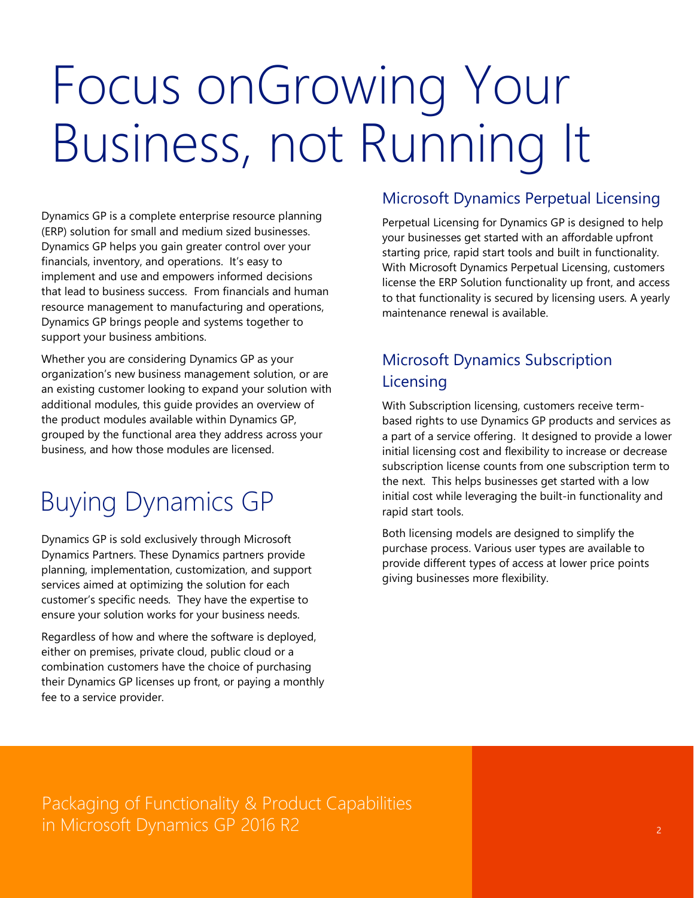# Focus onGrowing Your Business, not Running It

Dynamics GP is a complete enterprise resource planning (ERP) solution for small and medium sized businesses. Dynamics GP helps you gain greater control over your financials, inventory, and operations. It's easy to implement and use and empowers informed decisions that lead to business success. From financials and human resource management to manufacturing and operations, Dynamics GP brings people and systems together to support your business ambitions.

Whether you are considering Dynamics GP as your organization's new business management solution, or are an existing customer looking to expand your solution with additional modules, this guide provides an overview of the product modules available within Dynamics GP, grouped by the functional area they address across your business, and how those modules are licensed.

## Buying Dynamics GP

Dynamics GP is sold exclusively through Microsoft Dynamics Partners. These Dynamics partners provide planning, implementation, customization, and support services aimed at optimizing the solution for each customer's specific needs. They have the expertise to ensure your solution works for your business needs.

Regardless of how and where the software is deployed, either on premises, private cloud, public cloud or a combination customers have the choice of purchasing their Dynamics GP licenses up front, or paying a monthly fee to a service provider.

### Microsoft Dynamics Perpetual Licensing

Perpetual Licensing for Dynamics GP is designed to help your businesses get started with an affordable upfront starting price, rapid start tools and built in functionality. With Microsoft Dynamics Perpetual Licensing, customers license the ERP Solution functionality up front, and access to that functionality is secured by licensing users. A yearly maintenance renewal is available.

### Microsoft Dynamics Subscription Licensing

With Subscription licensing, customers receive term-based rights to use Dynamics GP products and services as a part of a service offering. It designed to provide a lower initial licensing cost and flexibility to increase or decrease subscription license counts from one subscription term to the next. This helps businesses get started with a low initial cost while leveraging the built-in functionality and rapid start tools.

Both licensing models are designed to simplify the purchase process. Various user types are available to provide different types of access at lower price points giving businesses more flexibility.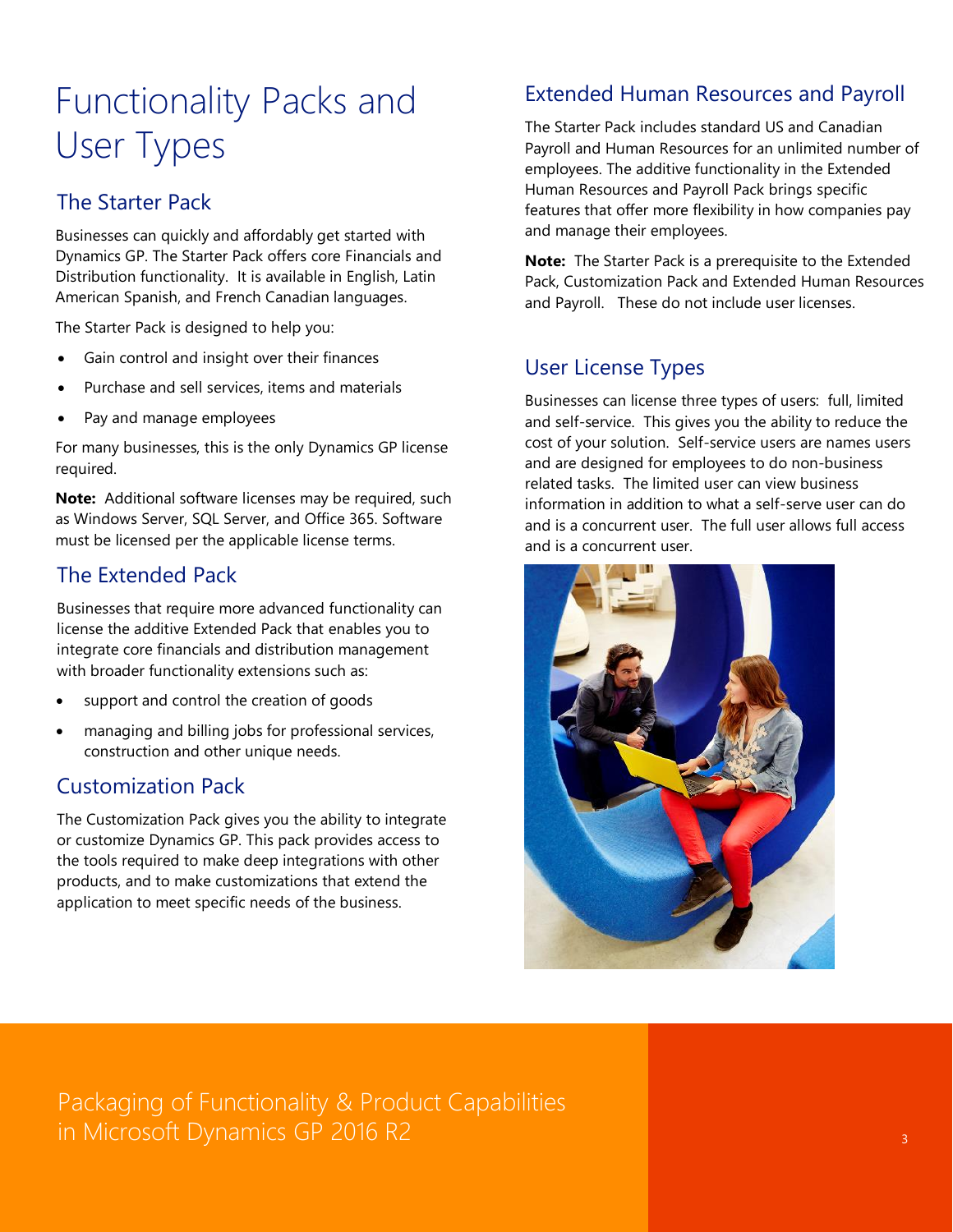# Functionality Packs and User Types

## The Starter Pack

Businesses can quickly and affordably get started with Dynamics GP. The Starter Pack offers core Financials and Distribution functionality. It is available in English, Latin American Spanish, and French Canadian languages.

The Starter Pack is designed to help you:

- Gain control and insight over their finances
- Purchase and sell services, items and materials
- Pay and manage employees

For many businesses, this is the only Dynamics GP license required.

**Note:** Additional software licenses may be required, such as Windows Server, SQL Server, and Office 365. Software must be licensed per the applicable license terms.

## The Extended Pack

Businesses that require more advanced functionality can license the additive Extended Pack that enables you to integrate core financials and distribution management with broader functionality extensions such as:

- support and control the creation of goods
- managing and billing jobs for professional services, construction and other unique needs.

## Customization Pack

The Customization Pack gives you the ability to integrate or customize Dynamics GP. This pack provides access to the tools required to make deep integrations with other products, and to make customizations that extend the application to meet specific needs of the business.

## Extended Human Resources and Payroll

The Starter Pack includes standard US and Canadian Payroll and Human Resources for an unlimited number of employees. The additive functionality in the Extended Human Resources and Payroll Pack brings specific features that offer more flexibility in how companies pay and manage their employees.

**Note:** The Starter Pack is a prerequisite to the Extended Pack, Customization Pack and Extended Human Resources and Payroll. These do not include user licenses.

## User License Types

Businesses can license three types of users: full, limited and self-service. This gives you the ability to reduce the cost of your solution. Self-service users are names users and are designed for employees to do non-business related tasks. The limited user can view business information in addition to what a self-serve user can do and is a concurrent user. The full user allows full access and is a concurrent user.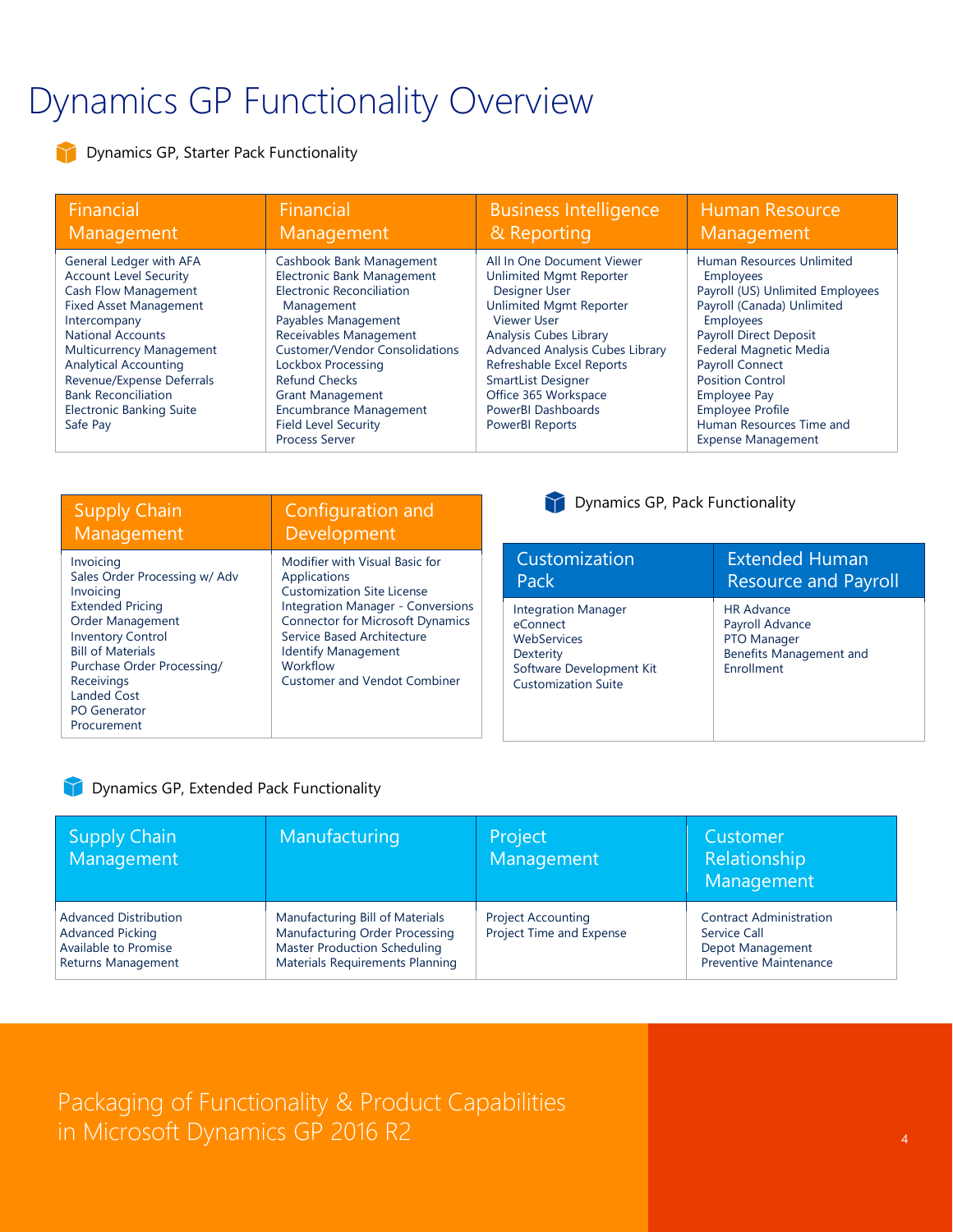# Dynamics GP Functionality Overview

## Dynamics GP, Starter Pack Functionality

| Financial Management | Financial Management | Business Intelligence & Reporting | Human Resource Management |
|---|---|---|---|
| General Ledger with AFA<br>Account Level Security<br>Cash Flow Management<br>Fixed Asset Management<br>Intercompany<br>National Accounts<br>Multicurrency Management<br>Analytical Accounting<br>Revenue/Expense Deferrals<br>Bank Reconciliation<br>Electronic Banking Suite<br>Safe Pay | Cashbook Bank Management<br>Electronic Bank Management<br>Electronic Reconciliation Management<br>Payables Management<br>Receivables Management<br>Customer/Vendor Consolidations<br>Lockbox Processing<br>Refund Checks<br>Grant Management<br>Encumbrance Management<br>Field Level Security<br>Process Server | All In One Document Viewer<br>Unlimited Mgmt Reporter Designer User<br>Unlimited Mgmt Reporter Viewer User<br>Analysis Cubes Library<br>Advanced Analysis Cubes Library<br>Refreshable Excel Reports<br>SmartList Designer<br>Office 365 Workspace<br>PowerBI Dashboards<br>PowerBI Reports | Human Resources Unlimited Employees<br>Payroll (US) Unlimited Employees<br>Payroll (Canada) Unlimited Employees<br>Payroll Direct Deposit<br>Federal Magnetic Media<br>Payroll Connect<br>Position Control<br>Employee Pay<br>Employee Profile<br>Human Resources Time and Expense Management |

| Supply Chain Management | Configuration and Development |
|---|---|
| Invoicing<br>Sales Order Processing w/ Adv Invoicing<br>Extended Pricing<br>Order Management<br>Inventory Control<br>Bill of Materials<br>Purchase Order Processing/ Receivings<br>Landed Cost<br>PO Generator<br>Procurement | Modifier with Visual Basic for Applications<br>Customization Site License<br>Integration Manager - Conversions<br>Connector for Microsoft Dynamics<br>Service Based Architecture<br>Identify Management<br>Workflow<br>Customer and Vendot Combiner |

## Dynamics GP, Pack Functionality

| Customization Pack | Extended Human Resource and Payroll |
|---|---|
| Integration Manager<br>eConnect<br>WebServices<br>Dexterity<br>Software Development Kit<br>Customization Suite | HR Advance<br>Payroll Advance<br>PTO Manager<br>Benefits Management and Enrollment |

## Dynamics GP, Extended Pack Functionality

| Supply Chain Management | Manufacturing | Project Management | Customer Relationship Management |
|---|---|---|---|
| Advanced Distribution<br>Advanced Picking<br>Available to Promise<br>Returns Management | Manufacturing Bill of Materials<br>Manufacturing Order Processing<br>Master Production Scheduling<br>Materials Requirements Planning | Project Accounting<br>Project Time and Expense | Contract Administration<br>Service Call<br>Depot Management<br>Preventive Maintenance |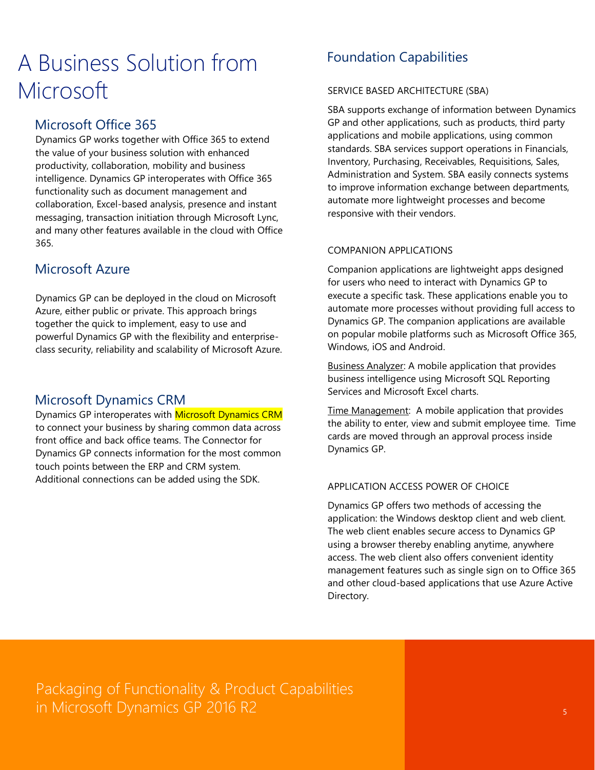# A Business Solution from Microsoft

## Microsoft Office 365

Dynamics GP works together with Office 365 to extend the value of your business solution with enhanced productivity, collaboration, mobility and business intelligence. Dynamics GP interoperates with Office 365 functionality such as document management and collaboration, Excel-based analysis, presence and instant messaging, transaction initiation through Microsoft Lync, and many other features available in the cloud with Office 365.

## Microsoft Azure

Dynamics GP can be deployed in the cloud on Microsoft Azure, either public or private. This approach brings together the quick to implement, easy to use and powerful Dynamics GP with the flexibility and enterprise-class security, reliability and scalability of Microsoft Azure.

## Microsoft Dynamics CRM

Dynamics GP interoperates with Microsoft Dynamics CRM to connect your business by sharing common data across front office and back office teams. The Connector for Dynamics GP connects information for the most common touch points between the ERP and CRM system. Additional connections can be added using the SDK.

## Foundation Capabilities

### SERVICE BASED ARCHITECTURE (SBA)

SBA supports exchange of information between Dynamics GP and other applications, such as products, third party applications and mobile applications, using common standards. SBA services support operations in Financials, Inventory, Purchasing, Receivables, Requisitions, Sales, Administration and System. SBA easily connects systems to improve information exchange between departments, automate more lightweight processes and become responsive with their vendors.

### COMPANION APPLICATIONS

Companion applications are lightweight apps designed for users who need to interact with Dynamics GP to execute a specific task. These applications enable you to automate more processes without providing full access to Dynamics GP. The companion applications are available on popular mobile platforms such as Microsoft Office 365, Windows, iOS and Android.

Business Analyzer: A mobile application that provides business intelligence using Microsoft SQL Reporting Services and Microsoft Excel charts.

Time Management: A mobile application that provides the ability to enter, view and submit employee time. Time cards are moved through an approval process inside Dynamics GP.

### APPLICATION ACCESS POWER OF CHOICE

Dynamics GP offers two methods of accessing the application: the Windows desktop client and web client. The web client enables secure access to Dynamics GP using a browser thereby enabling anytime, anywhere access. The web client also offers convenient identity management features such as single sign on to Office 365 and other cloud-based applications that use Azure Active Directory.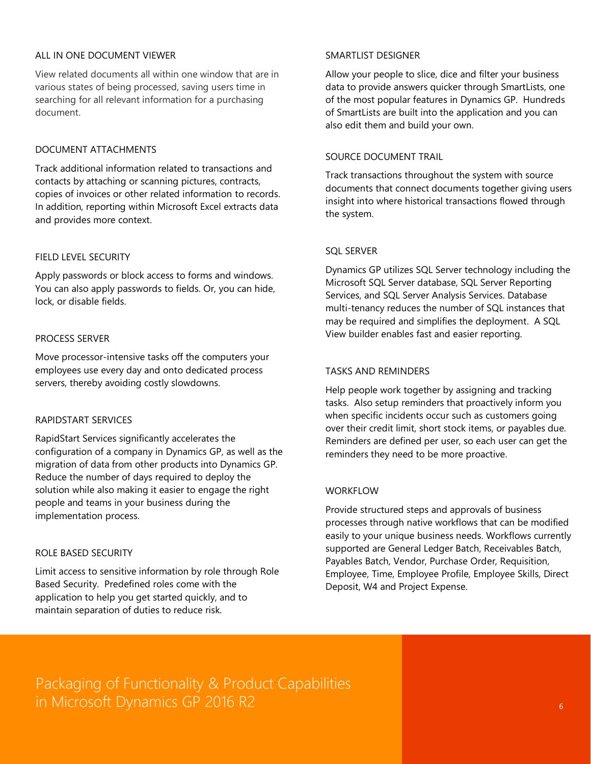### ALL IN ONE DOCUMENT VIEWER

View related documents all within one window that are in various states of being processed, saving users time in searching for all relevant information for a purchasing document.

### DOCUMENT ATTACHMENTS

Track additional information related to transactions and contacts by attaching or scanning pictures, contracts, copies of invoices or other related information to records. In addition, reporting within Microsoft Excel extracts data and provides more context.

### FIELD LEVEL SECURITY

Apply passwords or block access to forms and windows. You can also apply passwords to fields. Or, you can hide, lock, or disable fields.

### PROCESS SERVER

Move processor-intensive tasks off the computers your employees use every day and onto dedicated process servers, thereby avoiding costly slowdowns.

### RAPIDSTART SERVICES

RapidStart Services significantly accelerates the configuration of a company in Dynamics GP, as well as the migration of data from other products into Dynamics GP. Reduce the number of days required to deploy the solution while also making it easier to engage the right people and teams in your business during the implementation process.

### ROLE BASED SECURITY

Limit access to sensitive information by role through Role Based Security. Predefined roles come with the application to help you get started quickly, and to maintain separation of duties to reduce risk.

### SMARTLIST DESIGNER

Allow your people to slice, dice and filter your business data to provide answers quicker through SmartLists, one of the most popular features in Dynamics GP. Hundreds of SmartLists are built into the application and you can also edit them and build your own.

### SOURCE DOCUMENT TRAIL

Track transactions throughout the system with source documents that connect documents together giving users insight into where historical transactions flowed through the system.

### SQL SERVER

Dynamics GP utilizes SQL Server technology including the Microsoft SQL Server database, SQL Server Reporting Services, and SQL Server Analysis Services. Database multi-tenancy reduces the number of SQL instances that may be required and simplifies the deployment. A SQL View builder enables fast and easier reporting.

### TASKS AND REMINDERS

Help people work together by assigning and tracking tasks. Also setup reminders that proactively inform you when specific incidents occur such as customers going over their credit limit, short stock items, or payables due. Reminders are defined per user, so each user can get the reminders they need to be more proactive.

### WORKFLOW

Provide structured steps and approvals of business processes through native workflows that can be modified easily to your unique business needs. Workflows currently supported are General Ledger Batch, Receivables Batch, Payables Batch, Vendor, Purchase Order, Requisition, Employee, Time, Employee Profile, Employee Skills, Direct Deposit, W4 and Project Expense.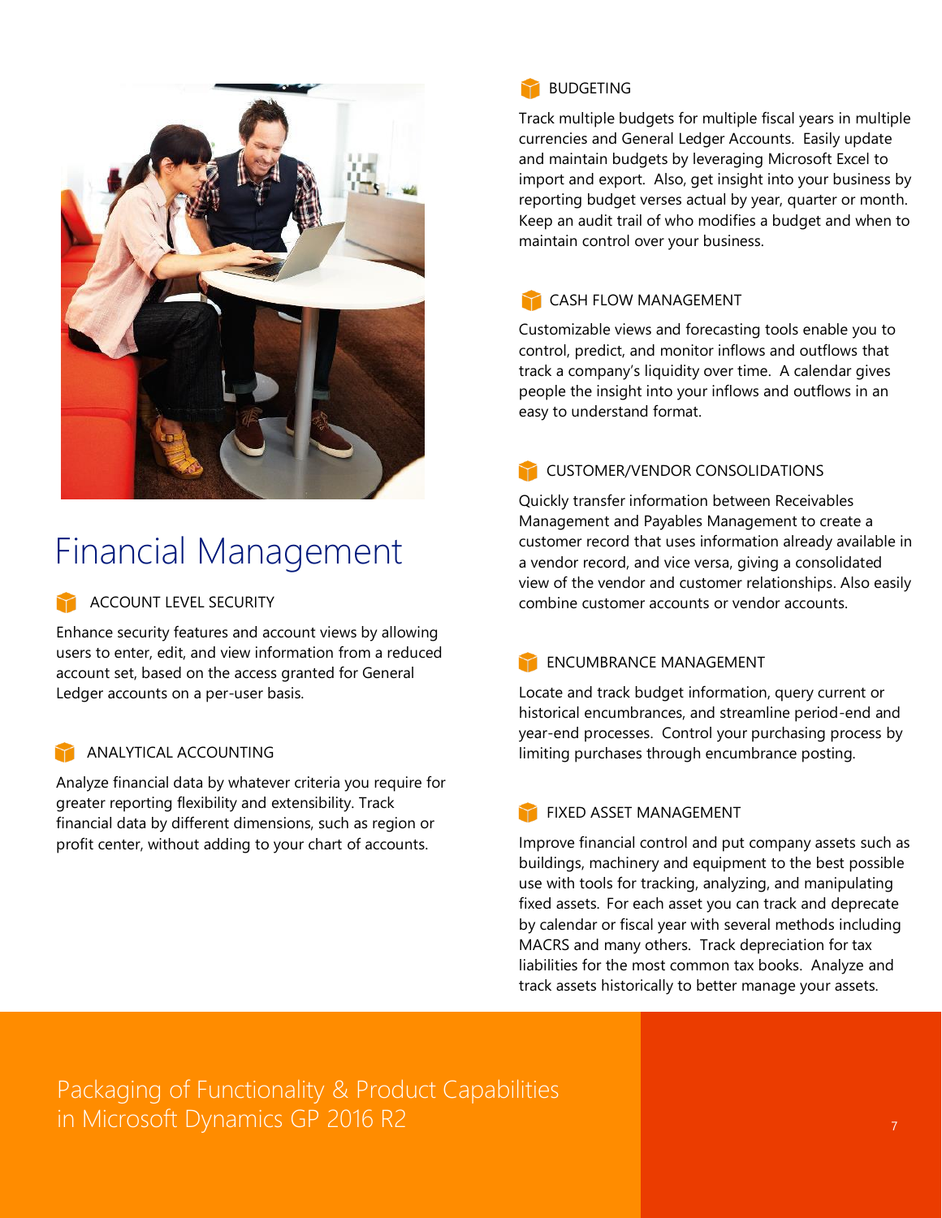# Financial Management

### ACCOUNT LEVEL SECURITY

Enhance security features and account views by allowing users to enter, edit, and view information from a reduced account set, based on the access granted for General Ledger accounts on a per-user basis.

### ANALYTICAL ACCOUNTING

Analyze financial data by whatever criteria you require for greater reporting flexibility and extensibility. Track financial data by different dimensions, such as region or profit center, without adding to your chart of accounts.

### BUDGETING

Track multiple budgets for multiple fiscal years in multiple currencies and General Ledger Accounts. Easily update and maintain budgets by leveraging Microsoft Excel to import and export. Also, get insight into your business by reporting budget verses actual by year, quarter or month. Keep an audit trail of who modifies a budget and when to maintain control over your business.

### CASH FLOW MANAGEMENT

Customizable views and forecasting tools enable you to control, predict, and monitor inflows and outflows that track a company's liquidity over time. A calendar gives people the insight into your inflows and outflows in an easy to understand format.

### CUSTOMER/VENDOR CONSOLIDATIONS

Quickly transfer information between Receivables Management and Payables Management to create a customer record that uses information already available in a vendor record, and vice versa, giving a consolidated view of the vendor and customer relationships. Also easily combine customer accounts or vendor accounts.

### ENCUMBRANCE MANAGEMENT

Locate and track budget information, query current or historical encumbrances, and streamline period-end and year-end processes. Control your purchasing process by limiting purchases through encumbrance posting.

### FIXED ASSET MANAGEMENT

Improve financial control and put company assets such as buildings, machinery and equipment to the best possible use with tools for tracking, analyzing, and manipulating fixed assets. For each asset you can track and deprecate by calendar or fiscal year with several methods including MACRS and many others. Track depreciation for tax liabilities for the most common tax books. Analyze and track assets historically to better manage your assets.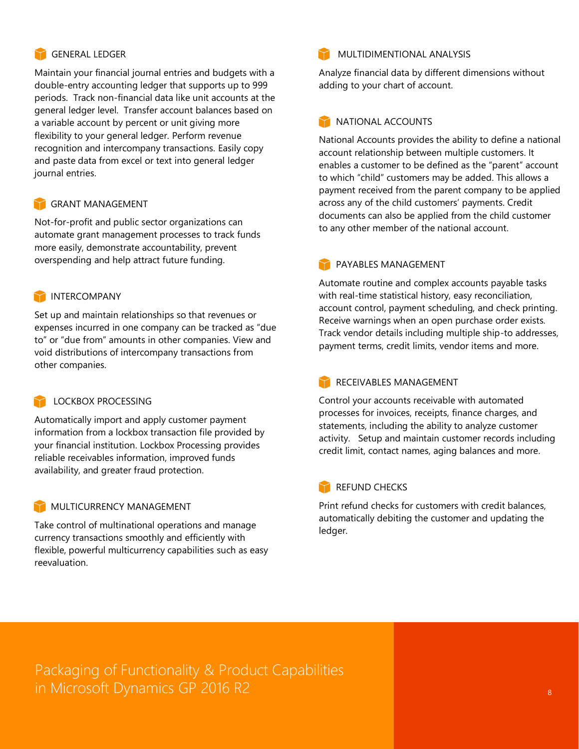### GENERAL LEDGER

Maintain your financial journal entries and budgets with a double-entry accounting ledger that supports up to 999 periods. Track non-financial data like unit accounts at the general ledger level. Transfer account balances based on a variable account by percent or unit giving more flexibility to your general ledger. Perform revenue recognition and intercompany transactions. Easily copy and paste data from excel or text into general ledger journal entries.

### GRANT MANAGEMENT

Not-for-profit and public sector organizations can automate grant management processes to track funds more easily, demonstrate accountability, prevent overspending and help attract future funding.

### INTERCOMPANY

Set up and maintain relationships so that revenues or expenses incurred in one company can be tracked as "due to" or "due from" amounts in other companies. View and void distributions of intercompany transactions from other companies.

### LOCKBOX PROCESSING

Automatically import and apply customer payment information from a lockbox transaction file provided by your financial institution. Lockbox Processing provides reliable receivables information, improved funds availability, and greater fraud protection.

### MULTICURRENCY MANAGEMENT

Take control of multinational operations and manage currency transactions smoothly and efficiently with flexible, powerful multicurrency capabilities such as easy reevaluation.

### MULTIDIMENTIONAL ANALYSIS

Analyze financial data by different dimensions without adding to your chart of account.

### NATIONAL ACCOUNTS

National Accounts provides the ability to define a national account relationship between multiple customers. It enables a customer to be defined as the "parent" account to which "child" customers may be added. This allows a payment received from the parent company to be applied across any of the child customers' payments. Credit documents can also be applied from the child customer to any other member of the national account.

### PAYABLES MANAGEMENT

Automate routine and complex accounts payable tasks with real-time statistical history, easy reconciliation, account control, payment scheduling, and check printing. Receive warnings when an open purchase order exists. Track vendor details including multiple ship-to addresses, payment terms, credit limits, vendor items and more.

### RECEIVABLES MANAGEMENT

Control your accounts receivable with automated processes for invoices, receipts, finance charges, and statements, including the ability to analyze customer activity. Setup and maintain customer records including credit limit, contact names, aging balances and more.

### REFUND CHECKS

Print refund checks for customers with credit balances, automatically debiting the customer and updating the ledger.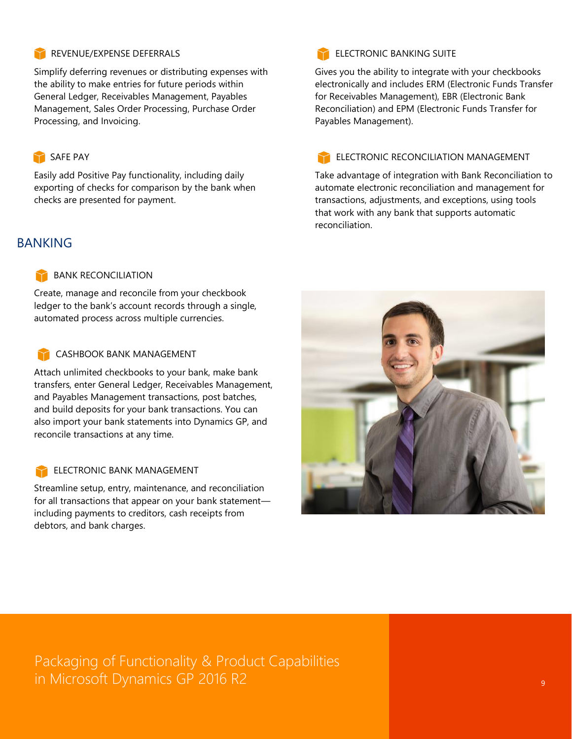### REVENUE/EXPENSE DEFERRALS

Simplify deferring revenues or distributing expenses with the ability to make entries for future periods within General Ledger, Receivables Management, Payables Management, Sales Order Processing, Purchase Order Processing, and Invoicing.

### SAFE PAY

Easily add Positive Pay functionality, including daily exporting of checks for comparison by the bank when checks are presented for payment.

## BANKING

### BANK RECONCILIATION

Create, manage and reconcile from your checkbook ledger to the bank's account records through a single, automated process across multiple currencies.

### CASHBOOK BANK MANAGEMENT

Attach unlimited checkbooks to your bank, make bank transfers, enter General Ledger, Receivables Management, and Payables Management transactions, post batches, and build deposits for your bank transactions. You can also import your bank statements into Dynamics GP, and reconcile transactions at any time.

### ELECTRONIC BANK MANAGEMENT

Streamline setup, entry, maintenance, and reconciliation for all transactions that appear on your bank statement—including payments to creditors, cash receipts from debtors, and bank charges.

### ELECTRONIC BANKING SUITE

Gives you the ability to integrate with your checkbooks electronically and includes ERM (Electronic Funds Transfer for Receivables Management), EBR (Electronic Bank Reconciliation) and EPM (Electronic Funds Transfer for Payables Management).

### ELECTRONIC RECONCILIATION MANAGEMENT

Take advantage of integration with Bank Reconciliation to automate electronic reconciliation and management for transactions, adjustments, and exceptions, using tools that work with any bank that supports automatic reconciliation.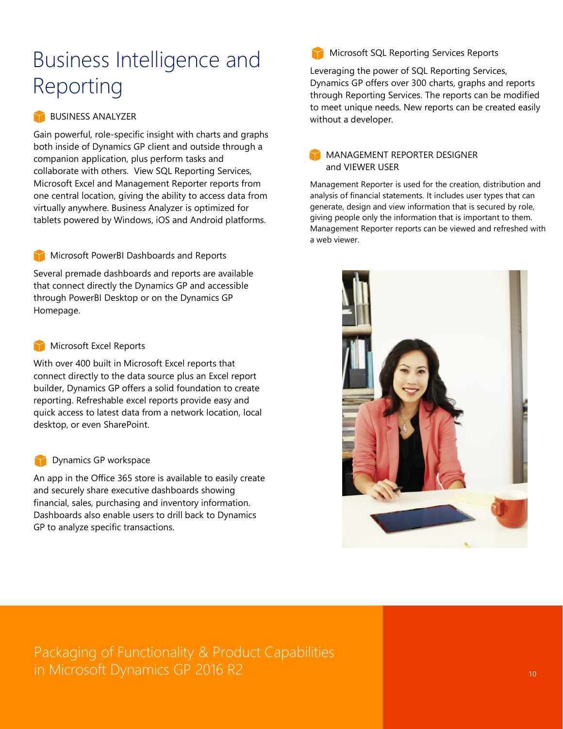# Business Intelligence and Reporting

### BUSINESS ANALYZER

Gain powerful, role-specific insight with charts and graphs both inside of Dynamics GP client and outside through a companion application, plus perform tasks and collaborate with others. View SQL Reporting Services, Microsoft Excel and Management Reporter reports from one central location, giving the ability to access data from virtually anywhere. Business Analyzer is optimized for tablets powered by Windows, iOS and Android platforms.

### Microsoft PowerBI Dashboards and Reports

Several premade dashboards and reports are available that connect directly the Dynamics GP and accessible through PowerBI Desktop or on the Dynamics GP Homepage.

### Microsoft Excel Reports

With over 400 built in Microsoft Excel reports that connect directly to the data source plus an Excel report builder, Dynamics GP offers a solid foundation to create reporting. Refreshable excel reports provide easy and quick access to latest data from a network location, local desktop, or even SharePoint.

### Dynamics GP workspace

An app in the Office 365 store is available to easily create and securely share executive dashboards showing financial, sales, purchasing and inventory information. Dashboards also enable users to drill back to Dynamics GP to analyze specific transactions.

### Microsoft SQL Reporting Services Reports

Leveraging the power of SQL Reporting Services, Dynamics GP offers over 300 charts, graphs and reports through Reporting Services. The reports can be modified to meet unique needs. New reports can be created easily without a developer.

### MANAGEMENT REPORTER DESIGNER and VIEWER USER

Management Reporter is used for the creation, distribution and analysis of financial statements. It includes user types that can generate, design and view information that is secured by role, giving people only the information that is important to them. Management Reporter reports can be viewed and refreshed with a web viewer.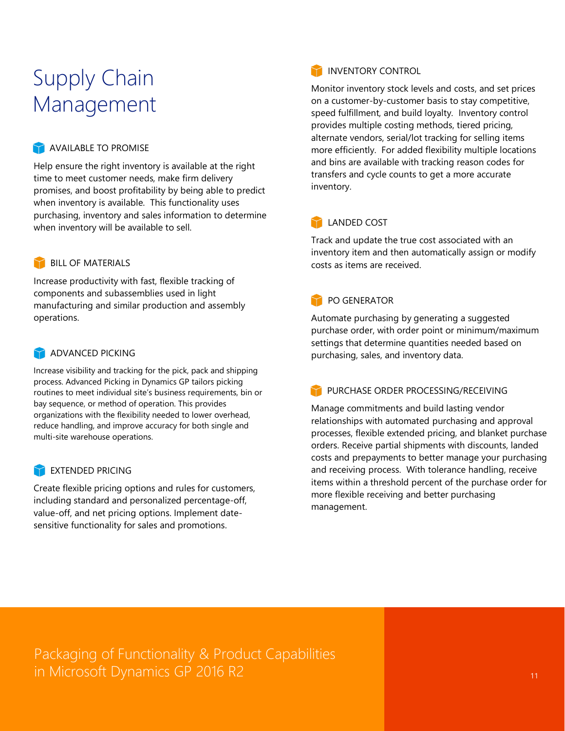# Supply Chain Management

### AVAILABLE TO PROMISE

Help ensure the right inventory is available at the right time to meet customer needs, make firm delivery promises, and boost profitability by being able to predict when inventory is available. This functionality uses purchasing, inventory and sales information to determine when inventory will be available to sell.

### BILL OF MATERIALS

Increase productivity with fast, flexible tracking of components and subassemblies used in light manufacturing and similar production and assembly operations.

### ADVANCED PICKING

Increase visibility and tracking for the pick, pack and shipping process. Advanced Picking in Dynamics GP tailors picking routines to meet individual site's business requirements, bin or bay sequence, or method of operation. This provides organizations with the flexibility needed to lower overhead, reduce handling, and improve accuracy for both single and multi-site warehouse operations.

### EXTENDED PRICING

Create flexible pricing options and rules for customers, including standard and personalized percentage-off, value-off, and net pricing options. Implement date-sensitive functionality for sales and promotions.

### INVENTORY CONTROL

Monitor inventory stock levels and costs, and set prices on a customer-by-customer basis to stay competitive, speed fulfillment, and build loyalty. Inventory control provides multiple costing methods, tiered pricing, alternate vendors, serial/lot tracking for selling items more efficiently. For added flexibility multiple locations and bins are available with tracking reason codes for transfers and cycle counts to get a more accurate inventory.

### LANDED COST

Track and update the true cost associated with an inventory item and then automatically assign or modify costs as items are received.

### PO GENERATOR

Automate purchasing by generating a suggested purchase order, with order point or minimum/maximum settings that determine quantities needed based on purchasing, sales, and inventory data.

### PURCHASE ORDER PROCESSING/RECEIVING

Manage commitments and build lasting vendor relationships with automated purchasing and approval processes, flexible extended pricing, and blanket purchase orders. Receive partial shipments with discounts, landed costs and prepayments to better manage your purchasing and receiving process. With tolerance handling, receive items within a threshold percent of the purchase order for more flexible receiving and better purchasing management.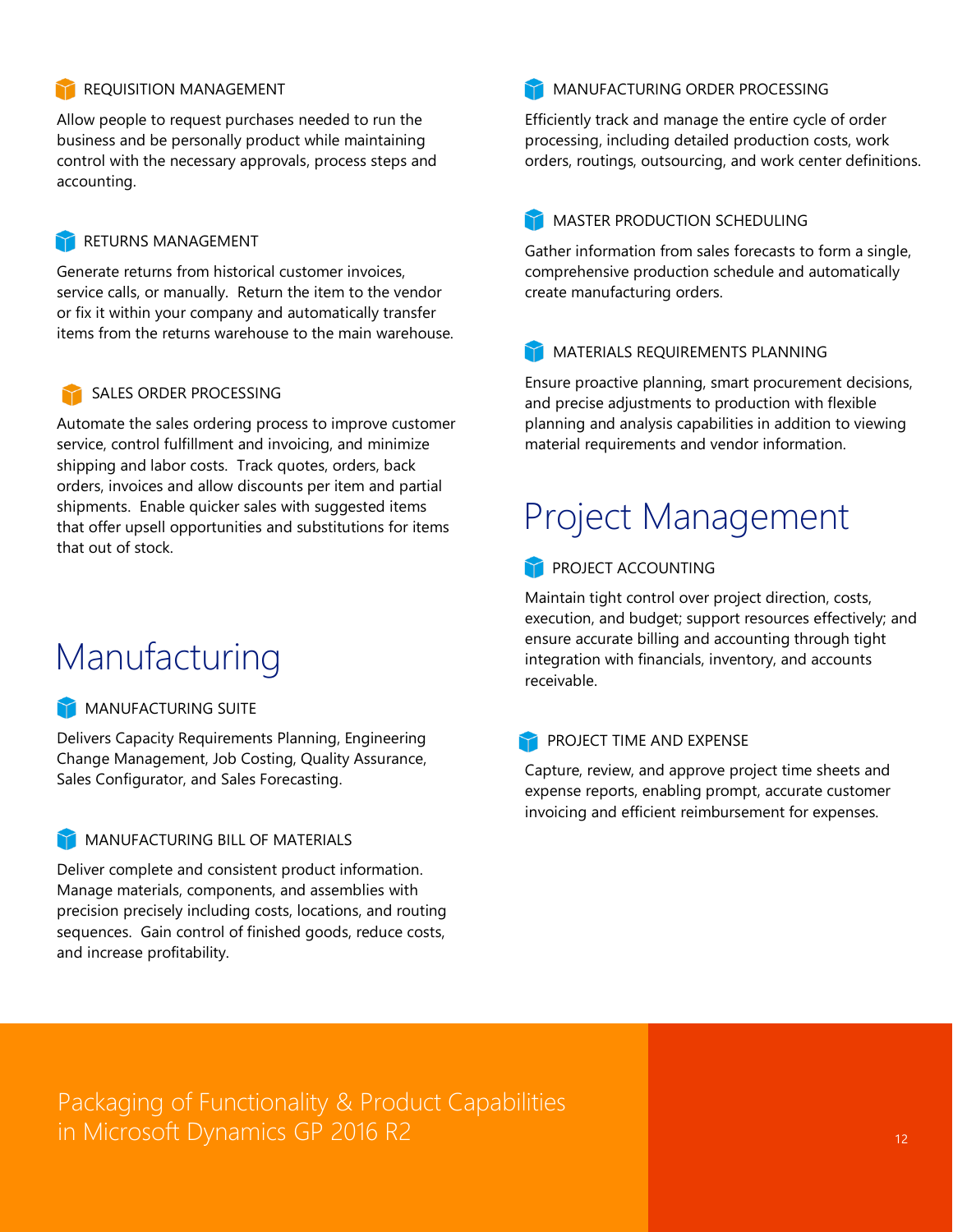### REQUISITION MANAGEMENT

Allow people to request purchases needed to run the business and be personally product while maintaining control with the necessary approvals, process steps and accounting.

### RETURNS MANAGEMENT

Generate returns from historical customer invoices, service calls, or manually. Return the item to the vendor or fix it within your company and automatically transfer items from the returns warehouse to the main warehouse.

### SALES ORDER PROCESSING

Automate the sales ordering process to improve customer service, control fulfillment and invoicing, and minimize shipping and labor costs. Track quotes, orders, back orders, invoices and allow discounts per item and partial shipments. Enable quicker sales with suggested items that offer upsell opportunities and substitutions for items that out of stock.

## Manufacturing

### MANUFACTURING SUITE

Delivers Capacity Requirements Planning, Engineering Change Management, Job Costing, Quality Assurance, Sales Configurator, and Sales Forecasting.

### MANUFACTURING BILL OF MATERIALS

Deliver complete and consistent product information. Manage materials, components, and assemblies with precision precisely including costs, locations, and routing sequences. Gain control of finished goods, reduce costs, and increase profitability.

### MANUFACTURING ORDER PROCESSING

Efficiently track and manage the entire cycle of order processing, including detailed production costs, work orders, routings, outsourcing, and work center definitions.

### MASTER PRODUCTION SCHEDULING

Gather information from sales forecasts to form a single, comprehensive production schedule and automatically create manufacturing orders.

### MATERIALS REQUIREMENTS PLANNING

Ensure proactive planning, smart procurement decisions, and precise adjustments to production with flexible planning and analysis capabilities in addition to viewing material requirements and vendor information.

## Project Management

### PROJECT ACCOUNTING

Maintain tight control over project direction, costs, execution, and budget; support resources effectively; and ensure accurate billing and accounting through tight integration with financials, inventory, and accounts receivable.

### PROJECT TIME AND EXPENSE

Capture, review, and approve project time sheets and expense reports, enabling prompt, accurate customer invoicing and efficient reimbursement for expenses.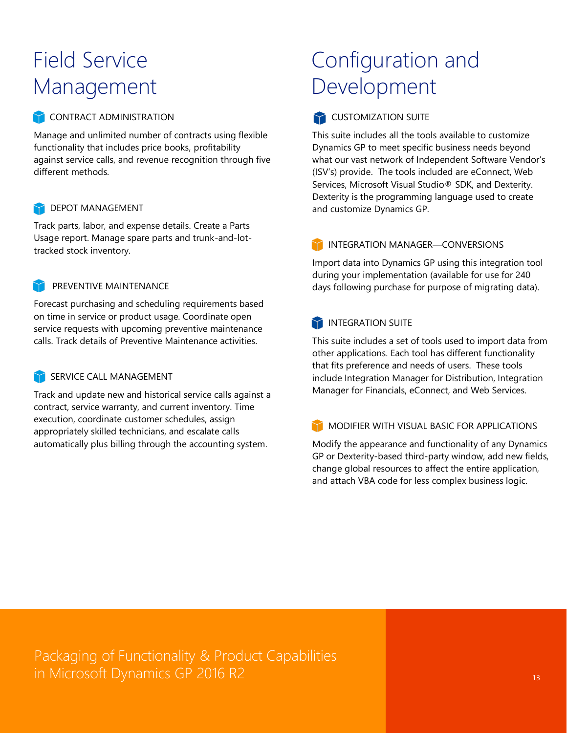# Field Service Management

### CONTRACT ADMINISTRATION

Manage and unlimited number of contracts using flexible functionality that includes price books, profitability against service calls, and revenue recognition through five different methods.

### DEPOT MANAGEMENT

Track parts, labor, and expense details. Create a Parts Usage report. Manage spare parts and trunk-and-lot-tracked stock inventory.

### PREVENTIVE MAINTENANCE

Forecast purchasing and scheduling requirements based on time in service or product usage. Coordinate open service requests with upcoming preventive maintenance calls. Track details of Preventive Maintenance activities.

### SERVICE CALL MANAGEMENT

Track and update new and historical service calls against a contract, service warranty, and current inventory. Time execution, coordinate customer schedules, assign appropriately skilled technicians, and escalate calls automatically plus billing through the accounting system.

# Configuration and Development

### CUSTOMIZATION SUITE

This suite includes all the tools available to customize Dynamics GP to meet specific business needs beyond what our vast network of Independent Software Vendor's (ISV's) provide. The tools included are eConnect, Web Services, Microsoft Visual Studio® SDK, and Dexterity. Dexterity is the programming language used to create and customize Dynamics GP.

### INTEGRATION MANAGER—CONVERSIONS

Import data into Dynamics GP using this integration tool during your implementation (available for use for 240 days following purchase for purpose of migrating data).

### INTEGRATION SUITE

This suite includes a set of tools used to import data from other applications. Each tool has different functionality that fits preference and needs of users. These tools include Integration Manager for Distribution, Integration Manager for Financials, eConnect, and Web Services.

### MODIFIER WITH VISUAL BASIC FOR APPLICATIONS

Modify the appearance and functionality of any Dynamics GP or Dexterity-based third-party window, add new fields, change global resources to affect the entire application, and attach VBA code for less complex business logic.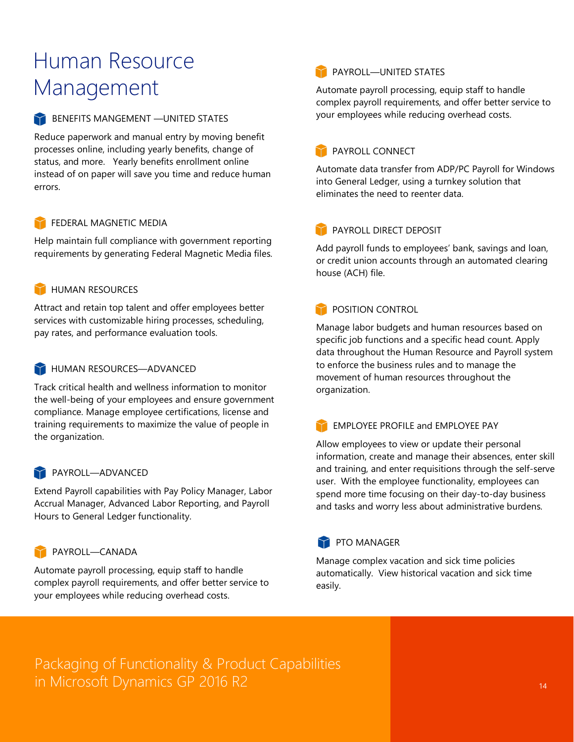# Human Resource Management

### BENEFITS MANGEMENT —UNITED STATES

Reduce paperwork and manual entry by moving benefit processes online, including yearly benefits, change of status, and more. Yearly benefits enrollment online instead of on paper will save you time and reduce human errors.

### FEDERAL MAGNETIC MEDIA

Help maintain full compliance with government reporting requirements by generating Federal Magnetic Media files.

### HUMAN RESOURCES

Attract and retain top talent and offer employees better services with customizable hiring processes, scheduling, pay rates, and performance evaluation tools.

### HUMAN RESOURCES—ADVANCED

Track critical health and wellness information to monitor the well-being of your employees and ensure government compliance. Manage employee certifications, license and training requirements to maximize the value of people in the organization.

### PAYROLL—ADVANCED

Extend Payroll capabilities with Pay Policy Manager, Labor Accrual Manager, Advanced Labor Reporting, and Payroll Hours to General Ledger functionality.

### PAYROLL—CANADA

Automate payroll processing, equip staff to handle complex payroll requirements, and offer better service to your employees while reducing overhead costs.

### PAYROLL—UNITED STATES

Automate payroll processing, equip staff to handle complex payroll requirements, and offer better service to your employees while reducing overhead costs.

### PAYROLL CONNECT

Automate data transfer from ADP/PC Payroll for Windows into General Ledger, using a turnkey solution that eliminates the need to reenter data.

### PAYROLL DIRECT DEPOSIT

Add payroll funds to employees' bank, savings and loan, or credit union accounts through an automated clearing house (ACH) file.

### POSITION CONTROL

Manage labor budgets and human resources based on specific job functions and a specific head count. Apply data throughout the Human Resource and Payroll system to enforce the business rules and to manage the movement of human resources throughout the organization.

### EMPLOYEE PROFILE and EMPLOYEE PAY

Allow employees to view or update their personal information, create and manage their absences, enter skill and training, and enter requisitions through the self-serve user. With the employee functionality, employees can spend more time focusing on their day-to-day business and tasks and worry less about administrative burdens.

### PTO MANAGER

Manage complex vacation and sick time policies automatically. View historical vacation and sick time easily.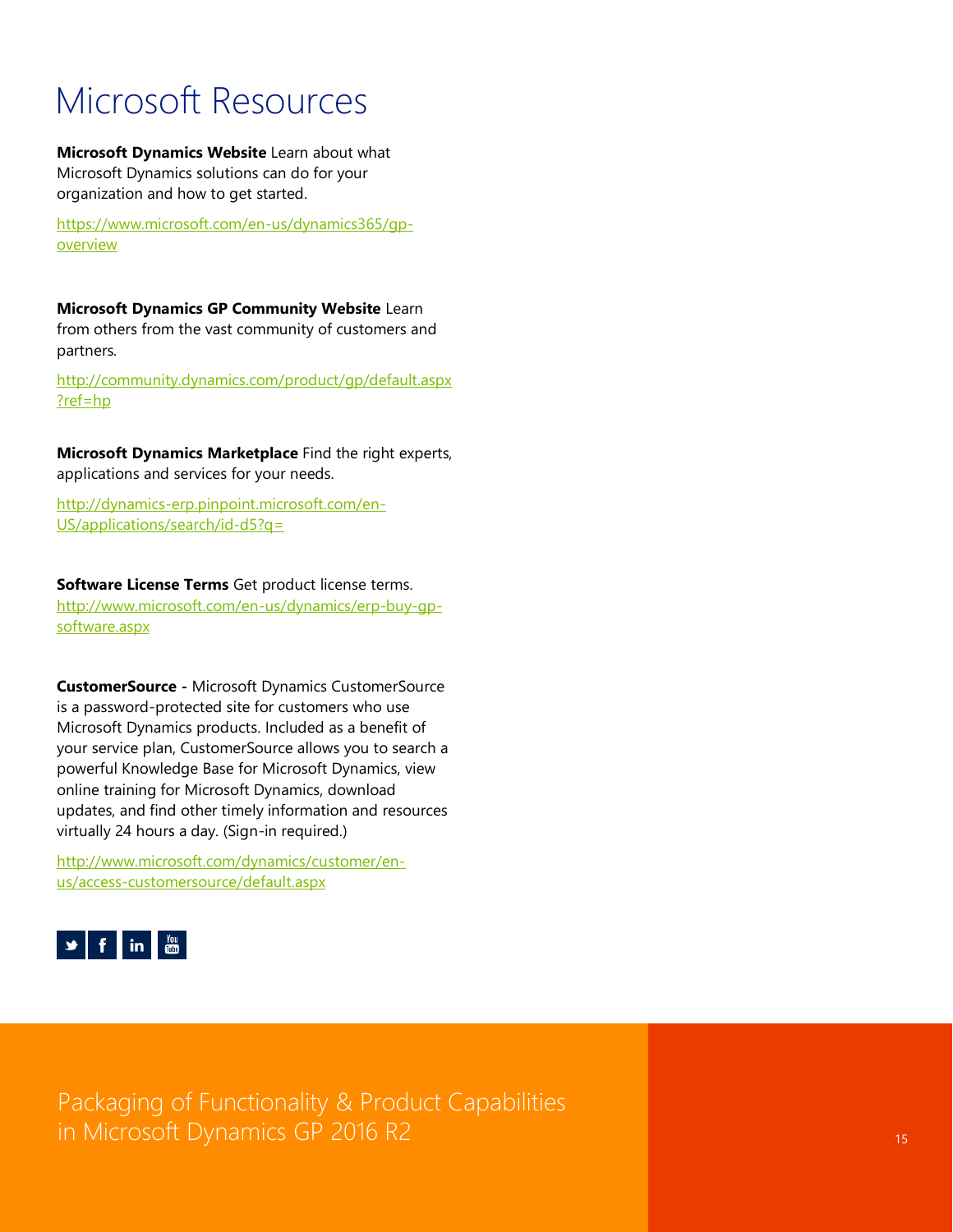# Microsoft Resources

**Microsoft Dynamics Website** Learn about what Microsoft Dynamics solutions can do for your organization and how to get started.

https://www.microsoft.com/en-us/dynamics365/gp-overview

**Microsoft Dynamics GP Community Website** Learn from others from the vast community of customers and partners.

http://community.dynamics.com/product/gp/default.aspx?ref=hp

**Microsoft Dynamics Marketplace** Find the right experts, applications and services for your needs.

http://dynamics-erp.pinpoint.microsoft.com/en-US/applications/search/id-d5?q=

**Software License Terms** Get product license terms.
http://www.microsoft.com/en-us/dynamics/erp-buy-gp-software.aspx

**CustomerSource -** Microsoft Dynamics CustomerSource is a password-protected site for customers who use Microsoft Dynamics products. Included as a benefit of your service plan, CustomerSource allows you to search a powerful Knowledge Base for Microsoft Dynamics, view online training for Microsoft Dynamics, download updates, and find other timely information and resources virtually 24 hours a day. (Sign-in required.)

http://www.microsoft.com/dynamics/customer/en-us/access-customersource/default.aspx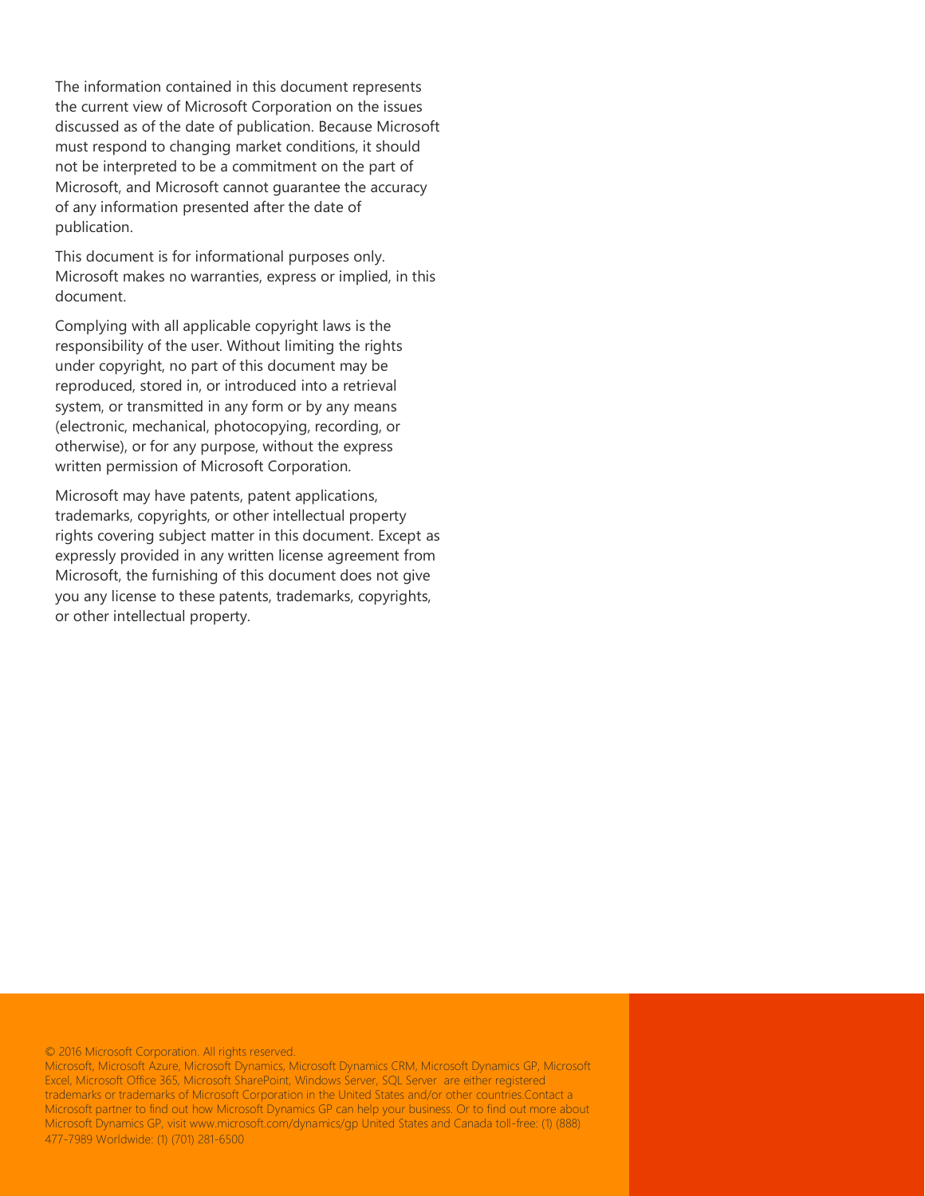The information contained in this document represents the current view of Microsoft Corporation on the issues discussed as of the date of publication. Because Microsoft must respond to changing market conditions, it should not be interpreted to be a commitment on the part of Microsoft, and Microsoft cannot guarantee the accuracy of any information presented after the date of publication.

This document is for informational purposes only. Microsoft makes no warranties, express or implied, in this document.

Complying with all applicable copyright laws is the responsibility of the user. Without limiting the rights under copyright, no part of this document may be reproduced, stored in, or introduced into a retrieval system, or transmitted in any form or by any means (electronic, mechanical, photocopying, recording, or otherwise), or for any purpose, without the express written permission of Microsoft Corporation.

Microsoft may have patents, patent applications, trademarks, copyrights, or other intellectual property rights covering subject matter in this document. Except as expressly provided in any written license agreement from Microsoft, the furnishing of this document does not give you any license to these patents, trademarks, copyrights, or other intellectual property.

© 2016 Microsoft Corporation. All rights reserved.
Microsoft, Microsoft Azure, Microsoft Dynamics, Microsoft Dynamics CRM, Microsoft Dynamics GP, Microsoft Excel, Microsoft Office 365, Microsoft SharePoint, Windows Server, SQL Server are either registered trademarks or trademarks of Microsoft Corporation in the United States and/or other countries.Contact a Microsoft partner to find out how Microsoft Dynamics GP can help your business. Or to find out more about Microsoft Dynamics GP, visit www.microsoft.com/dynamics/gp United States and Canada toll-free: (1) (888) 477-7989 Worldwide: (1) (701) 281-6500